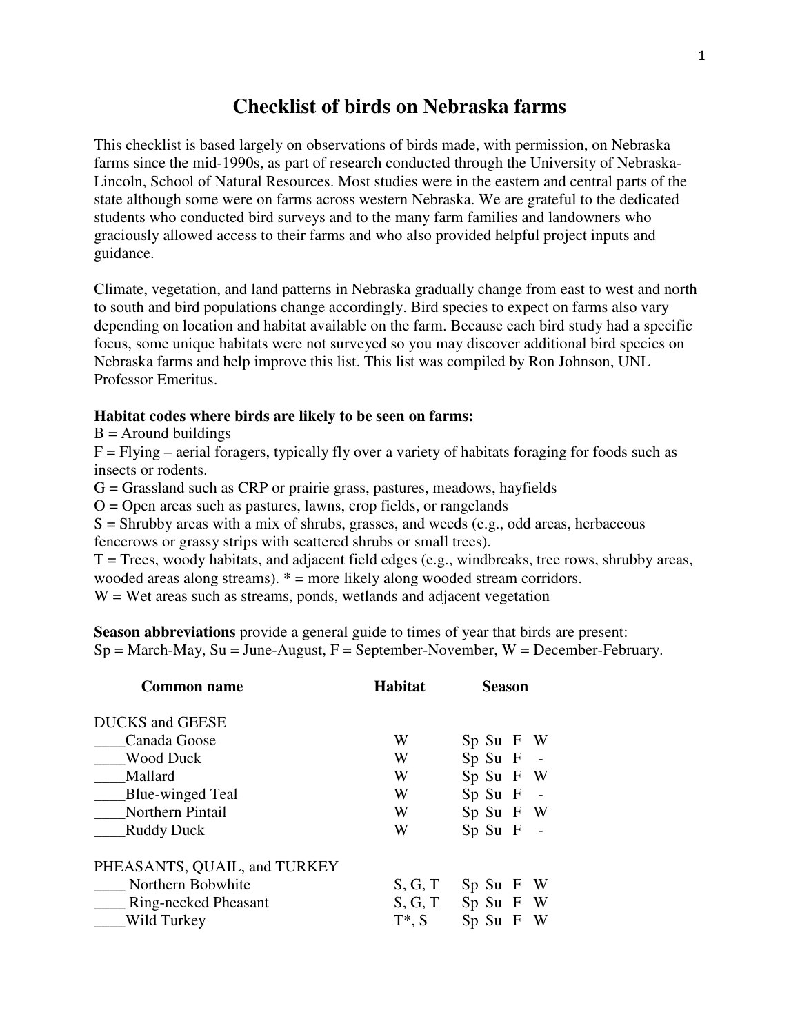# Checklist of birds on Nebraska farms

This checklist is based largely on observations of birds made, with permission, on Nebraska farms since the mid-1990s, as part of research conducted through the University of Nebraska-Lincoln, School of Natural Resources. Most studies were in the eastern and central parts of the state although some were on farms across western Nebraska. We are grateful to the dedicated students who conducted bird surveys and to the many farm families and landowners who graciously allowed access to their farms and who also provided helpful project inputs and guidance.

Climate, vegetation, and land patterns in Nebraska gradually change from east to west and north to south and bird populations change accordingly. Bird species to expect on farms also vary depending on location and habitat available on the farm. Because each bird study had a specific focus, some unique habitats were not surveyed so you may discover additional bird species on Nebraska farms and help improve this list. This list was compiled by Ron Johnson, UNL Professor Emeritus.

**Habitat codes where birds are likely to be seen on farms:**

B = Around buildings

F = Flying – aerial foragers, typically fly over a variety of habitats foraging for foods such as insects or rodents.

G = Grassland such as CRP or prairie grass, pastures, meadows, hayfields

O = Open areas such as pastures, lawns, crop fields, or rangelands

S = Shrubby areas with a mix of shrubs, grasses, and weeds (e.g., odd areas, herbaceous fencerows or grassy strips with scattered shrubs or small trees).

T = Trees, woody habitats, and adjacent field edges (e.g., windbreaks, tree rows, shrubby areas, wooded areas along streams). * = more likely along wooded stream corridors.

W = Wet areas such as streams, ponds, wetlands and adjacent vegetation

**Season abbreviations** provide a general guide to times of year that birds are present:
Sp = March-May, Su = June-August, F = September-November, W = December-February.

| Common name | Habitat | Season |
|---|---|---|
| DUCKS and GEESE | | |
| ____Canada Goose | W | Sp Su F W |
| ____Wood Duck | W | Sp Su F - |
| ____Mallard | W | Sp Su F W |
| ____Blue-winged Teal | W | Sp Su F - |
| ____Northern Pintail | W | Sp Su F W |
| ____Ruddy Duck | W | Sp Su F - |
| PHEASANTS, QUAIL, and TURKEY | | |
| ____ Northern Bobwhite | S, G, T | Sp Su F W |
| ____ Ring-necked Pheasant | S, G, T | Sp Su F W |
| ____Wild Turkey | T*, S | Sp Su F W |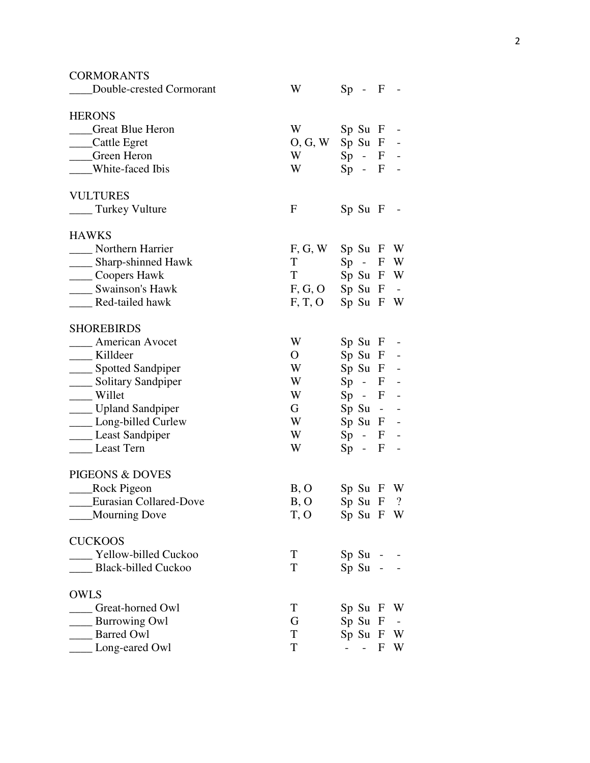CORMORANTS

| | | | | | |
|---|---|---|---|---|---|
| ____Double-crested Cormorant | W | Sp | - | F | - |

HERONS

| | | | | | |
|---|---|---|---|---|---|
| ____Great Blue Heron | W | Sp | Su | F | - |
| ____Cattle Egret | O, G, W | Sp | Su | F | - |
| ____Green Heron | W | Sp | - | F | - |
| ____White-faced Ibis | W | Sp | - | F | - |

VULTURES

| | | | | | |
|---|---|---|---|---|---|
| ____ Turkey Vulture | F | Sp | Su | F | - |

HAWKS

| | | | | | |
|---|---|---|---|---|---|
| ____ Northern Harrier | F, G, W | Sp | Su | F | W |
| ____ Sharp-shinned Hawk | T | Sp | - | F | W |
| ____ Coopers Hawk | T | Sp | Su | F | W |
| ____ Swainson's Hawk | F, G, O | Sp | Su | F | - |
| ____ Red-tailed hawk | F, T, O | Sp | Su | F | W |

SHOREBIRDS

| | | | | | |
|---|---|---|---|---|---|
| ____ American Avocet | W | Sp | Su | F | - |
| ____ Killdeer | O | Sp | Su | F | - |
| ____ Spotted Sandpiper | W | Sp | Su | F | - |
| ____ Solitary Sandpiper | W | Sp | - | F | - |
| ____ Willet | W | Sp | - | F | - |
| ____ Upland Sandpiper | G | Sp | Su | - | - |
| ____ Long-billed Curlew | W | Sp | Su | F | - |
| ____ Least Sandpiper | W | Sp | - | F | - |
| ____ Least Tern | W | Sp | - | F | - |

PIGEONS & DOVES

| | | | | | |
|---|---|---|---|---|---|
| ____Rock Pigeon | B, O | Sp | Su | F | W |
| ____Eurasian Collared-Dove | B, O | Sp | Su | F | ? |
| ____Mourning Dove | T, O | Sp | Su | F | W |

CUCKOOS

| | | | | | |
|---|---|---|---|---|---|
| ____ Yellow-billed Cuckoo | T | Sp | Su | - | - |
| ____ Black-billed Cuckoo | T | Sp | Su | - | - |

OWLS

| | | | | | |
|---|---|---|---|---|---|
| ____ Great-horned Owl | T | Sp | Su | F | W |
| ____ Burrowing Owl | G | Sp | Su | F | - |
| ____ Barred Owl | T | Sp | Su | F | W |
| ____ Long-eared Owl | T | - | - | F | W |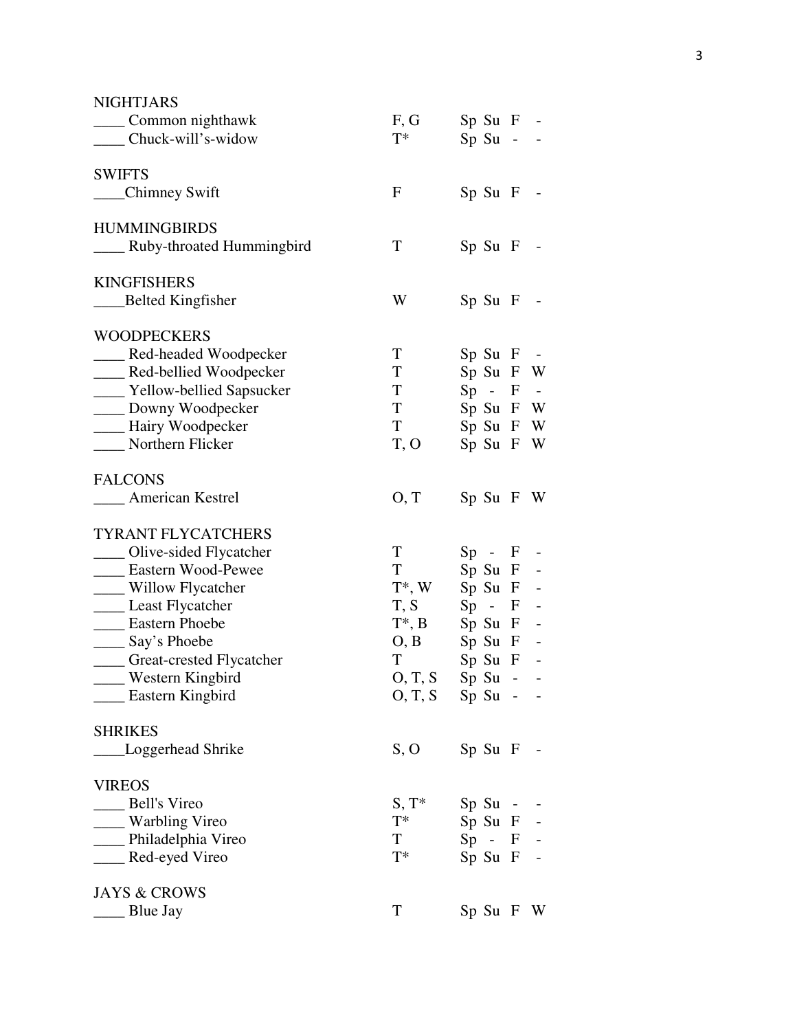NIGHTJARS

| | | |
|---|---|---|
| ____ Common nighthawk | F, G | Sp Su F - |
| ____ Chuck-will's-widow | T* | Sp Su - - |

SWIFTS

| | | |
|---|---|---|
| ____Chimney Swift | F | Sp Su F - |

HUMMINGBIRDS

| | | |
|---|---|---|
| ____ Ruby-throated Hummingbird | T | Sp Su F - |

KINGFISHERS

| | | |
|---|---|---|
| ____Belted Kingfisher | W | Sp Su F - |

WOODPECKERS

| | | |
|---|---|---|
| ____ Red-headed Woodpecker | T | Sp Su F - |
| ____ Red-bellied Woodpecker | T | Sp Su F W |
| ____ Yellow-bellied Sapsucker | T | Sp - F - |
| ____ Downy Woodpecker | T | Sp Su F W |
| ____ Hairy Woodpecker | T | Sp Su F W |
| ____ Northern Flicker | T, O | Sp Su F W |

FALCONS

| | | |
|---|---|---|
| ____ American Kestrel | O, T | Sp Su F W |

TYRANT FLYCATCHERS

| | | |
|---|---|---|
| ____ Olive-sided Flycatcher | T | Sp - F - |
| ____ Eastern Wood-Pewee | T | Sp Su F - |
| ____ Willow Flycatcher | T*, W | Sp Su F - |
| ____ Least Flycatcher | T, S | Sp - F - |
| ____ Eastern Phoebe | T*, B | Sp Su F - |
| ____ Say's Phoebe | O, B | Sp Su F - |
| ____ Great-crested Flycatcher | T | Sp Su F - |
| ____ Western Kingbird | O, T, S | Sp Su - - |
| ____ Eastern Kingbird | O, T, S | Sp Su - - |

SHRIKES

| | | |
|---|---|---|
| ____Loggerhead Shrike | S, O | Sp Su F - |

VIREOS

| | | |
|---|---|---|
| ____ Bell's Vireo | S, T* | Sp Su - - |
| ____ Warbling Vireo | T* | Sp Su F - |
| ____ Philadelphia Vireo | T | Sp - F - |
| ____ Red-eyed Vireo | T* | Sp Su F - |

JAYS & CROWS

| | | |
|---|---|---|
| ____ Blue Jay | T | Sp Su F W |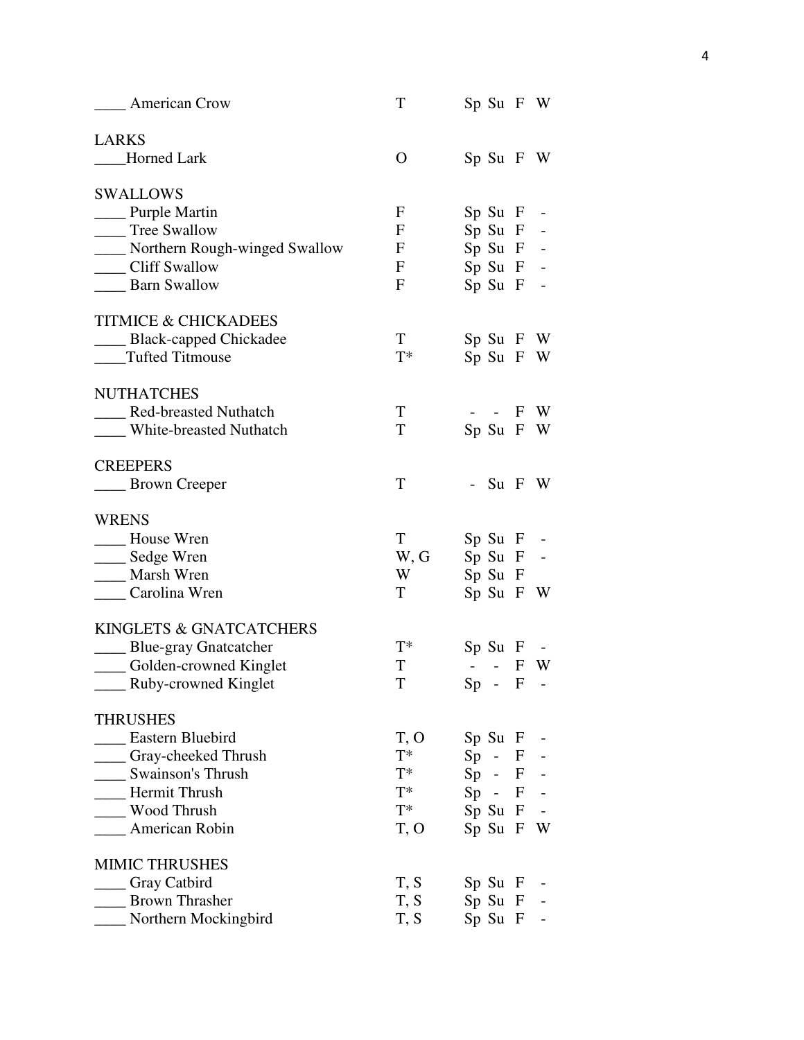____ American Crow T Sp Su F W

LARKS
____Horned Lark O Sp Su F W

SWALLOWS
____ Purple Martin F Sp Su F -
____ Tree Swallow F Sp Su F -
____ Northern Rough-winged Swallow F Sp Su F -
____ Cliff Swallow F Sp Su F -
____ Barn Swallow F Sp Su F -

TITMICE & CHICKADEES
____ Black-capped Chickadee T Sp Su F W
____Tufted Titmouse T* Sp Su F W

NUTHATCHES
____ Red-breasted Nuthatch T - - F W
____ White-breasted Nuthatch T Sp Su F W

CREEPERS
____ Brown Creeper T - Su F W

WRENS
____ House Wren T Sp Su F -
____ Sedge Wren W, G Sp Su F -
____ Marsh Wren W Sp Su F
____ Carolina Wren T Sp Su F W

KINGLETS & GNATCATCHERS
____ Blue-gray Gnatcatcher T* Sp Su F -
____ Golden-crowned Kinglet T - - F W
____ Ruby-crowned Kinglet T Sp - F -

THRUSHES
____ Eastern Bluebird T, O Sp Su F -
____ Gray-cheeked Thrush T* Sp - F -
____ Swainson's Thrush T* Sp - F -
____ Hermit Thrush T* Sp - F -
____ Wood Thrush T* Sp Su F -
____ American Robin T, O Sp Su F W

MIMIC THRUSHES
____ Gray Catbird T, S Sp Su F -
____ Brown Thrasher T, S Sp Su F -
____ Northern Mockingbird T, S Sp Su F -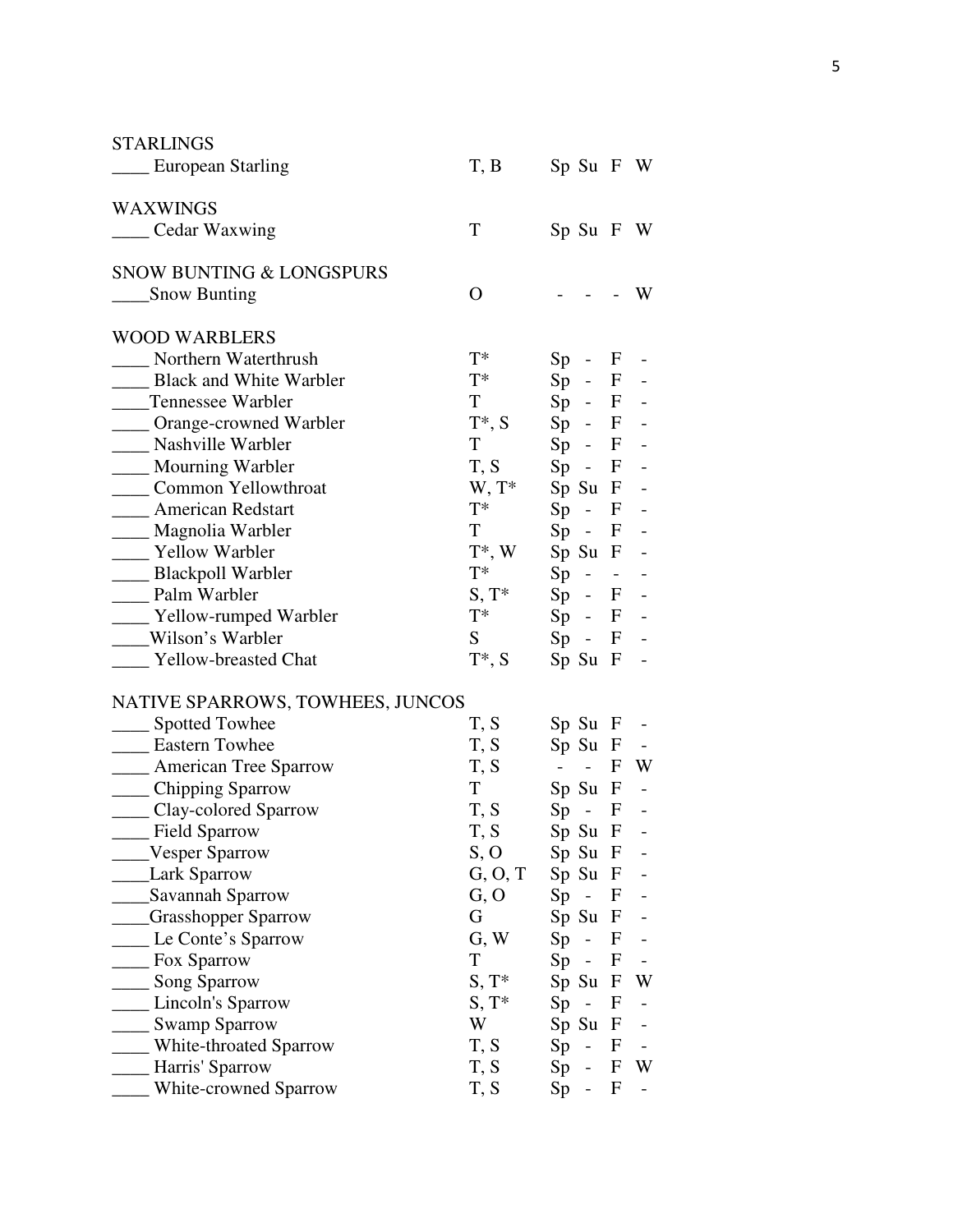STARLINGS

| | | |
|---|---|---|
| ____ European Starling | T, B | Sp Su F W |

WAXWINGS

| | | |
|---|---|---|
| ____ Cedar Waxwing | T | Sp Su F W |

SNOW BUNTING & LONGSPURS

| | | |
|---|---|---|
| ____Snow Bunting | O | - - - W |

WOOD WARBLERS

| | | |
|---|---|---|
| ____ Northern Waterthrush | T* | Sp - F - |
| ____ Black and White Warbler | T* | Sp - F - |
| ____Tennessee Warbler | T | Sp - F - |
| ____ Orange-crowned Warbler | T*, S | Sp - F - |
| ____ Nashville Warbler | T | Sp - F - |
| ____ Mourning Warbler | T, S | Sp - F - |
| ____ Common Yellowthroat | W, T* | Sp Su F - |
| ____ American Redstart | T* | Sp - F - |
| ____ Magnolia Warbler | T | Sp - F - |
| ____ Yellow Warbler | T*, W | Sp Su F - |
| ____ Blackpoll Warbler | T* | Sp - - - |
| ____ Palm Warbler | S, T* | Sp - F - |
| ____ Yellow-rumped Warbler | T* | Sp - F - |
| ____Wilson's Warbler | S | Sp - F - |
| ____ Yellow-breasted Chat | T*, S | Sp Su F - |

NATIVE SPARROWS, TOWHEES, JUNCOS

| | | |
|---|---|---|
| ____ Spotted Towhee | T, S | Sp Su F - |
| ____ Eastern Towhee | T, S | Sp Su F - |
| ____ American Tree Sparrow | T, S | - - F W |
| ____ Chipping Sparrow | T | Sp Su F - |
| ____ Clay-colored Sparrow | T, S | Sp - F - |
| ____ Field Sparrow | T, S | Sp Su F - |
| ____Vesper Sparrow | S, O | Sp Su F - |
| ____Lark Sparrow | G, O, T | Sp Su F - |
| ____Savannah Sparrow | G, O | Sp - F - |
| ____Grasshopper Sparrow | G | Sp Su F - |
| ____ Le Conte's Sparrow | G, W | Sp - F - |
| ____ Fox Sparrow | T | Sp - F - |
| ____ Song Sparrow | S, T* | Sp Su F W |
| ____ Lincoln's Sparrow | S, T* | Sp - F - |
| ____ Swamp Sparrow | W | Sp Su F - |
| ____ White-throated Sparrow | T, S | Sp - F - |
| ____ Harris' Sparrow | T, S | Sp - F W |
| ____ White-crowned Sparrow | T, S | Sp - F - |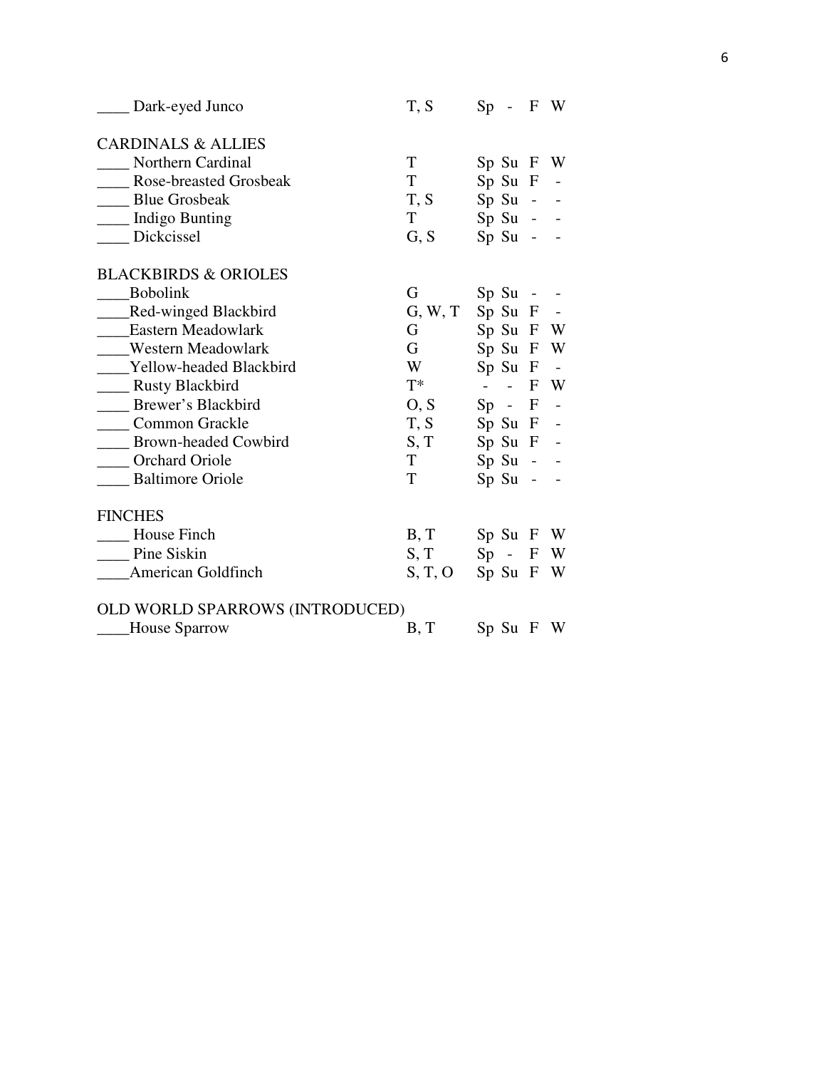| | | | | | |
|---|---|---|---|---|---|
| ____ Dark-eyed Junco | T, S | Sp | - | F | W |
| **CARDINALS & ALLIES** | | | | | |
| ____ Northern Cardinal | T | Sp | Su | F | W |
| ____ Rose-breasted Grosbeak | T | Sp | Su | F | - |
| ____ Blue Grosbeak | T, S | Sp | Su | - | - |
| ____ Indigo Bunting | T | Sp | Su | - | - |
| ____ Dickcissel | G, S | Sp | Su | - | - |
| **BLACKBIRDS & ORIOLES** | | | | | |
| ____Bobolink | G | Sp | Su | - | - |
| ____Red-winged Blackbird | G, W, T | Sp | Su | F | - |
| ____Eastern Meadowlark | G | Sp | Su | F | W |
| ____Western Meadowlark | G | Sp | Su | F | W |
| ____Yellow-headed Blackbird | W | Sp | Su | F | - |
| ____ Rusty Blackbird | T* | - | - | F | W |
| ____ Brewer's Blackbird | O, S | Sp | - | F | - |
| ____ Common Grackle | T, S | Sp | Su | F | - |
| ____ Brown-headed Cowbird | S, T | Sp | Su | F | - |
| ____ Orchard Oriole | T | Sp | Su | - | - |
| ____ Baltimore Oriole | T | Sp | Su | - | - |
| **FINCHES** | | | | | |
| ____ House Finch | B, T | Sp | Su | F | W |
| ____ Pine Siskin | S, T | Sp | - | F | W |
| ____American Goldfinch | S, T, O | Sp | Su | F | W |
| **OLD WORLD SPARROWS (INTRODUCED)** | | | | | |
| ____House Sparrow | B, T | Sp | Su | F | W |